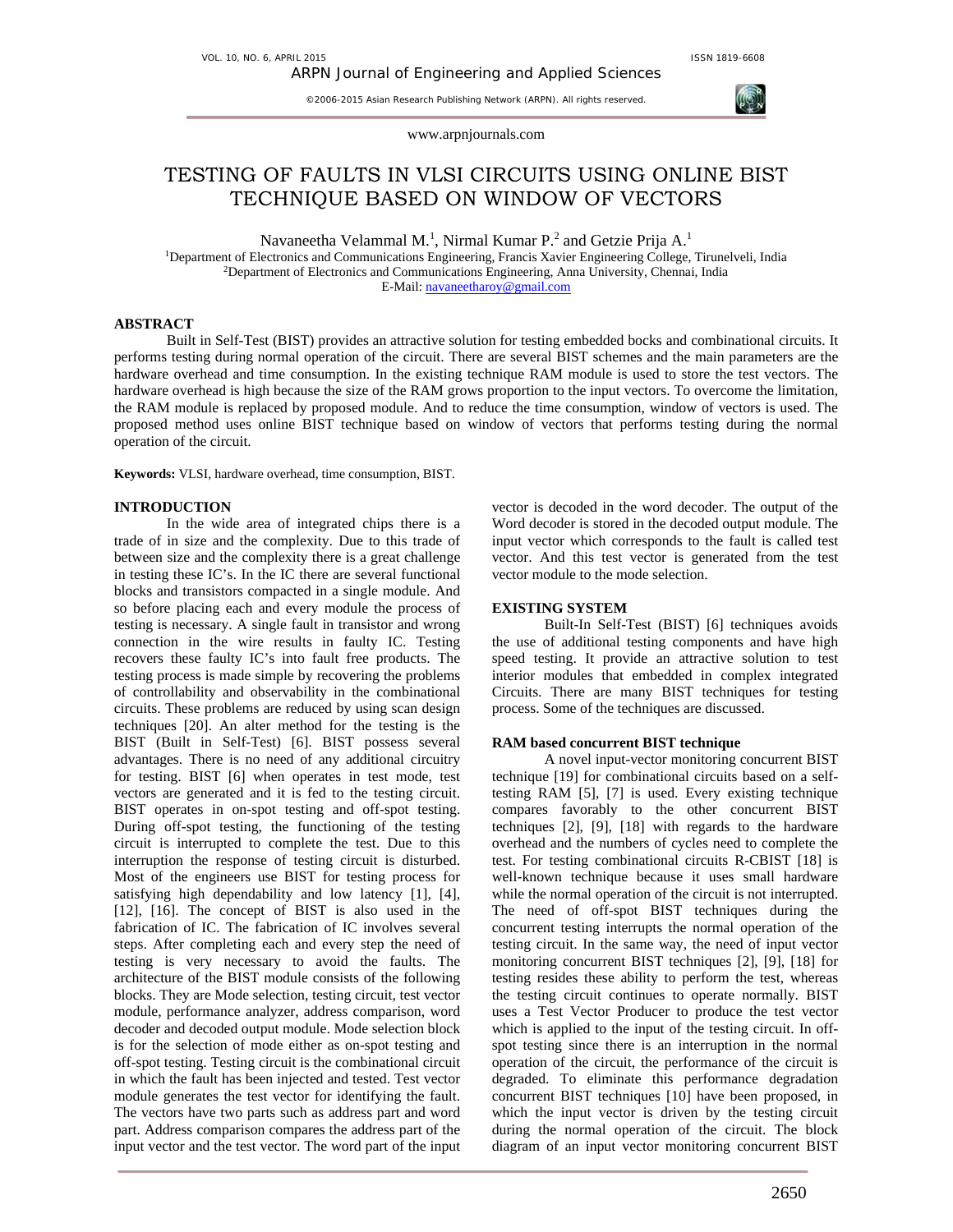# TESTING OF FAULTS IN VLSI CIRCUITS USING ONLINE BIST TECHNIQUE BASED ON WINDOW OF VECTORS

Navaneetha Velammal M.[1], Nirmal Kumar P.[2] and Getzie Prija A.[1]

[1]Department of Electronics and Communications Engineering, Francis Xavier Engineering College, Tirunelveli, India
[2]Department of Electronics and Communications Engineering, Anna University, Chennai, India
E-Mail: navaneetharoy@gmail.com

## ABSTRACT

Built in Self-Test (BIST) provides an attractive solution for testing embedded bocks and combinational circuits. It performs testing during normal operation of the circuit. There are several BIST schemes and the main parameters are the hardware overhead and time consumption. In the existing technique RAM module is used to store the test vectors. The hardware overhead is high because the size of the RAM grows proportion to the input vectors. To overcome the limitation, the RAM module is replaced by proposed module. And to reduce the time consumption, window of vectors is used. The proposed method uses online BIST technique based on window of vectors that performs testing during the normal operation of the circuit.

**Keywords:** VLSI, hardware overhead, time consumption, BIST.

## INTRODUCTION

In the wide area of integrated chips there is a trade of in size and the complexity. Due to this trade of between size and the complexity there is a great challenge in testing these IC's. In the IC there are several functional blocks and transistors compacted in a single module. And so before placing each and every module the process of testing is necessary. A single fault in transistor and wrong connection in the wire results in faulty IC. Testing recovers these faulty IC's into fault free products. The testing process is made simple by recovering the problems of controllability and observability in the combinational circuits. These problems are reduced by using scan design techniques [20]. An alter method for the testing is the BIST (Built in Self-Test) [6]. BIST possess several advantages. There is no need of any additional circuitry for testing. BIST [6] when operates in test mode, test vectors are generated and it is fed to the testing circuit. BIST operates in on-spot testing and off-spot testing. During off-spot testing, the functioning of the testing circuit is interrupted to complete the test. Due to this interruption the response of testing circuit is disturbed. Most of the engineers use BIST for testing process for satisfying high dependability and low latency [1], [4], [12], [16]. The concept of BIST is also used in the fabrication of IC. The fabrication of IC involves several steps. After completing each and every step the need of testing is very necessary to avoid the faults. The architecture of the BIST module consists of the following blocks. They are Mode selection, testing circuit, test vector module, performance analyzer, address comparison, word decoder and decoded output module. Mode selection block is for the selection of mode either as on-spot testing and off-spot testing. Testing circuit is the combinational circuit in which the fault has been injected and tested. Test vector module generates the test vector for identifying the fault. The vectors have two parts such as address part and word part. Address comparison compares the address part of the input vector and the test vector. The word part of the input vector is decoded in the word decoder. The output of the Word decoder is stored in the decoded output module. The input vector which corresponds to the fault is called test vector. And this test vector is generated from the test vector module to the mode selection.

## EXISTING SYSTEM

Built-In Self-Test (BIST) [6] techniques avoids the use of additional testing components and have high speed testing. It provide an attractive solution to test interior modules that embedded in complex integrated Circuits. There are many BIST techniques for testing process. Some of the techniques are discussed.

### RAM based concurrent BIST technique

A novel input-vector monitoring concurrent BIST technique [19] for combinational circuits based on a self-testing RAM [5], [7] is used. Every existing technique compares favorably to the other concurrent BIST techniques [2], [9], [18] with regards to the hardware overhead and the numbers of cycles need to complete the test. For testing combinational circuits R-CBIST [18] is well-known technique because it uses small hardware while the normal operation of the circuit is not interrupted. The need of off-spot BIST techniques during the concurrent testing interrupts the normal operation of the testing circuit. In the same way, the need of input vector monitoring concurrent BIST techniques [2], [9], [18] for testing resides these ability to perform the test, whereas the testing circuit continues to operate normally. BIST uses a Test Vector Producer to produce the test vector which is applied to the input of the testing circuit. In off-spot testing since there is an interruption in the normal operation of the circuit, the performance of the circuit is degraded. To eliminate this performance degradation concurrent BIST techniques [10] have been proposed, in which the input vector is driven by the testing circuit during the normal operation of the circuit. The block diagram of an input vector monitoring concurrent BIST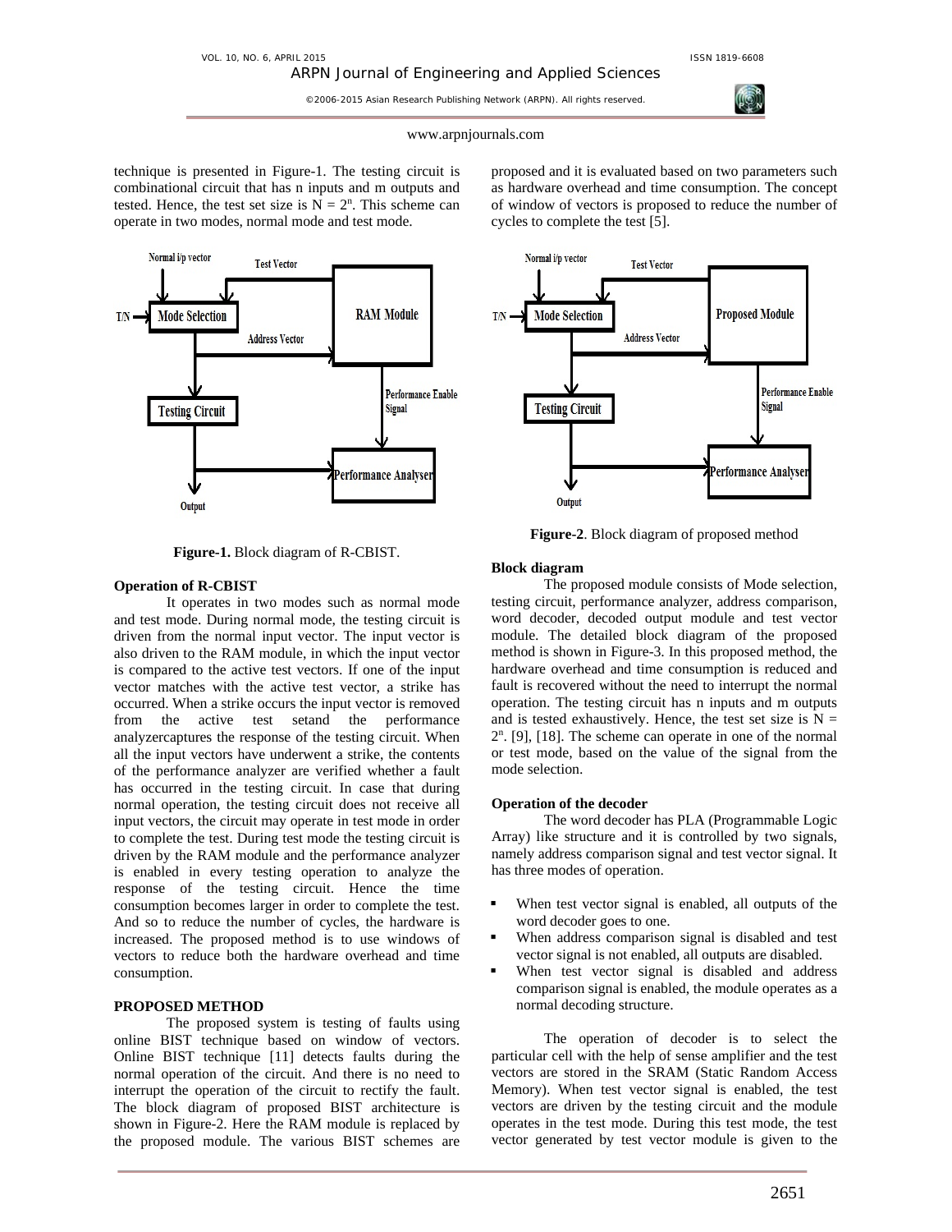technique is presented in Figure-1. The testing circuit is combinational circuit that has n inputs and m outputs and tested. Hence, the test set size is $N = 2^n$. This scheme can operate in two modes, normal mode and test mode.

**Figure-1.** Block diagram of R-CBIST.

### Operation of R-CBIST

It operates in two modes such as normal mode and test mode. During normal mode, the testing circuit is driven from the normal input vector. The input vector is also driven to the RAM module, in which the input vector is compared to the active test vectors. If one of the input vector matches with the active test vector, a strike has occurred. When a strike occurs the input vector is removed from the active test setand the performance analyzercaptures the response of the testing circuit. When all the input vectors have underwent a strike, the contents of the performance analyzer are verified whether a fault has occurred in the testing circuit. In case that during normal operation, the testing circuit does not receive all input vectors, the circuit may operate in test mode in order to complete the test. During test mode the testing circuit is driven by the RAM module and the performance analyzer is enabled in every testing operation to analyze the response of the testing circuit. Hence the time consumption becomes larger in order to complete the test. And so to reduce the number of cycles, the hardware is increased. The proposed method is to use windows of vectors to reduce both the hardware overhead and time consumption.

## PROPOSED METHOD

The proposed system is testing of faults using online BIST technique based on window of vectors. Online BIST technique [11] detects faults during the normal operation of the circuit. And there is no need to interrupt the operation of the circuit to rectify the fault. The block diagram of proposed BIST architecture is shown in Figure-2. Here the RAM module is replaced by the proposed module. The various BIST schemes are proposed and it is evaluated based on two parameters such as hardware overhead and time consumption. The concept of window of vectors is proposed to reduce the number of cycles to complete the test [5].

**Figure-2**. Block diagram of proposed method

### Block diagram

The proposed module consists of Mode selection, testing circuit, performance analyzer, address comparison, word decoder, decoded output module and test vector module. The detailed block diagram of the proposed method is shown in Figure-3. In this proposed method, the hardware overhead and time consumption is reduced and fault is recovered without the need to interrupt the normal operation. The testing circuit has n inputs and m outputs and is tested exhaustively. Hence, the test set size is $N = 2^n$. [9], [18]. The scheme can operate in one of the normal or test mode, based on the value of the signal from the mode selection.

### Operation of the decoder

The word decoder has PLA (Programmable Logic Array) like structure and it is controlled by two signals, namely address comparison signal and test vector signal. It has three modes of operation.

- When test vector signal is enabled, all outputs of the word decoder goes to one.
- When address comparison signal is disabled and test vector signal is not enabled, all outputs are disabled.
- When test vector signal is disabled and address comparison signal is enabled, the module operates as a normal decoding structure.

The operation of decoder is to select the particular cell with the help of sense amplifier and the test vectors are stored in the SRAM (Static Random Access Memory). When test vector signal is enabled, the test vectors are driven by the testing circuit and the module operates in the test mode. During this test mode, the test vector generated by test vector module is given to the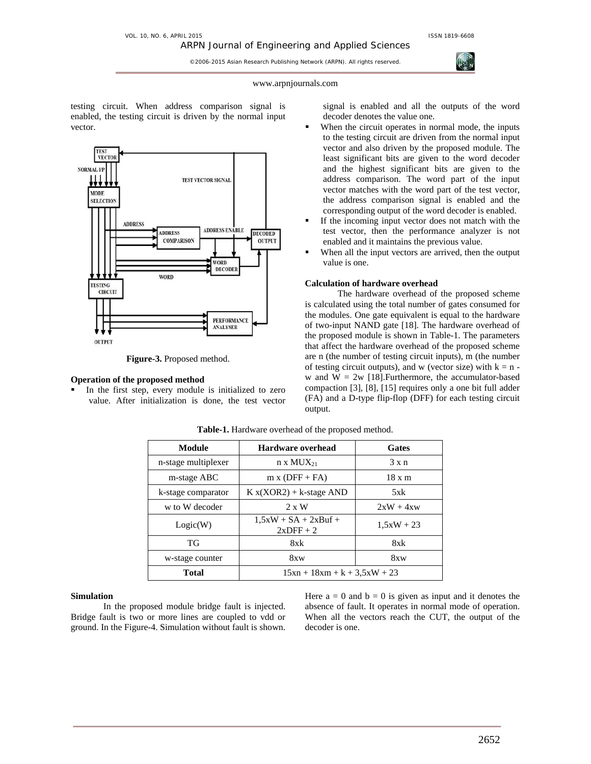testing circuit. When address comparison signal is enabled, the testing circuit is driven by the normal input vector.

**Figure-3.** Proposed method.

**Operation of the proposed method**

- In the first step, every module is initialized to zero value. After initialization is done, the test vector signal is enabled and all the outputs of the word decoder denotes the value one.
- When the circuit operates in normal mode, the inputs to the testing circuit are driven from the normal input vector and also driven by the proposed module. The least significant bits are given to the word decoder and the highest significant bits are given to the address comparison. The word part of the input vector matches with the word part of the test vector, the address comparison signal is enabled and the corresponding output of the word decoder is enabled.
- If the incoming input vector does not match with the test vector, then the performance analyzer is not enabled and it maintains the previous value.
- When all the input vectors are arrived, then the output value is one.

**Calculation of hardware overhead**

The hardware overhead of the proposed scheme is calculated using the total number of gates consumed for the modules. One gate equivalent is equal to the hardware of two-input NAND gate [18]. The hardware overhead of the proposed module is shown in Table-1. The parameters that affect the hardware overhead of the proposed scheme are n (the number of testing circuit inputs), m (the number of testing circuit outputs), and w (vector size) with $k = n - w$ and $W = 2w$ [18].Furthermore, the accumulator-based compaction [3], [8], [15] requires only a one bit full adder (FA) and a D-type flip-flop (DFF) for each testing circuit output.

**Table-1.** Hardware overhead of the proposed method.

| Module | Hardware overhead | Gates |
|---|---|---|
| n-stage multiplexer | n x $MUX_{21}$ | 3 x n |
| m-stage ABC | m x (DFF + FA) | 18 x m |
| k-stage comparator | K x(XOR2) + k-stage AND | 5xk |
| w to W decoder | 2 x W | 2xW + 4xw |
| Logic(W) | 1,5xW + SA + 2xBuf + 2xDFF + 2 | 1,5xW + 23 |
| TG | 8xk | 8xk |
| w-stage counter | 8xw | 8xw |
| **Total** | 15xn + 18xm + k + 3,5xW + 23 | |

**Simulation**

In the proposed module bridge fault is injected. Bridge fault is two or more lines are coupled to vdd or ground. In the Figure-4. Simulation without fault is shown. Here a = 0 and b = 0 is given as input and it denotes the absence of fault. It operates in normal mode of operation. When all the vectors reach the CUT, the output of the decoder is one.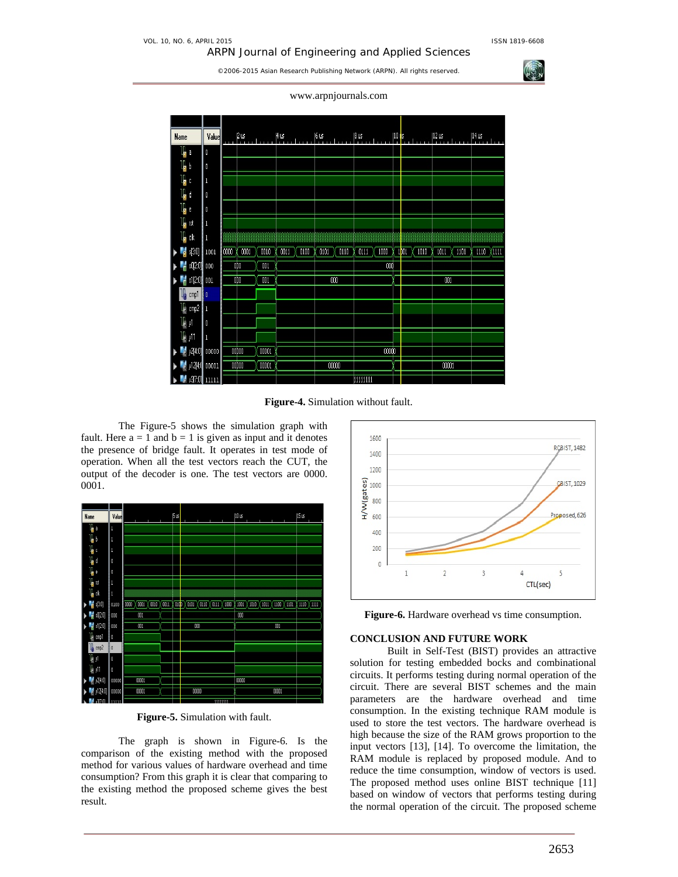**Figure-4.** Simulation without fault.

The Figure-5 shows the simulation graph with fault. Here a = 1 and b = 1 is given as input and it denotes the presence of bridge fault. It operates in test mode of operation. When all the test vectors reach the CUT, the output of the decoder is one. The test vectors are 0000. 0001.

**Figure-5.** Simulation with fault.

The graph is shown in Figure-6. Is the comparison of the existing method with the proposed method for various values of hardware overhead and time consumption? From this graph it is clear that comparing to the existing method the proposed scheme gives the best result.

**Figure-6.** Hardware overhead vs time consumption.

## CONCLUSION AND FUTURE WORK

Built in Self-Test (BIST) provides an attractive solution for testing embedded bocks and combinational circuits. It performs testing during normal operation of the circuit. There are several BIST schemes and the main parameters are the hardware overhead and time consumption. In the existing technique RAM module is used to store the test vectors. The hardware overhead is high because the size of the RAM grows proportion to the input vectors [13], [14]. To overcome the limitation, the RAM module is replaced by proposed module. And to reduce the time consumption, window of vectors is used. The proposed method uses online BIST technique [11] based on window of vectors that performs testing during the normal operation of the circuit. The proposed scheme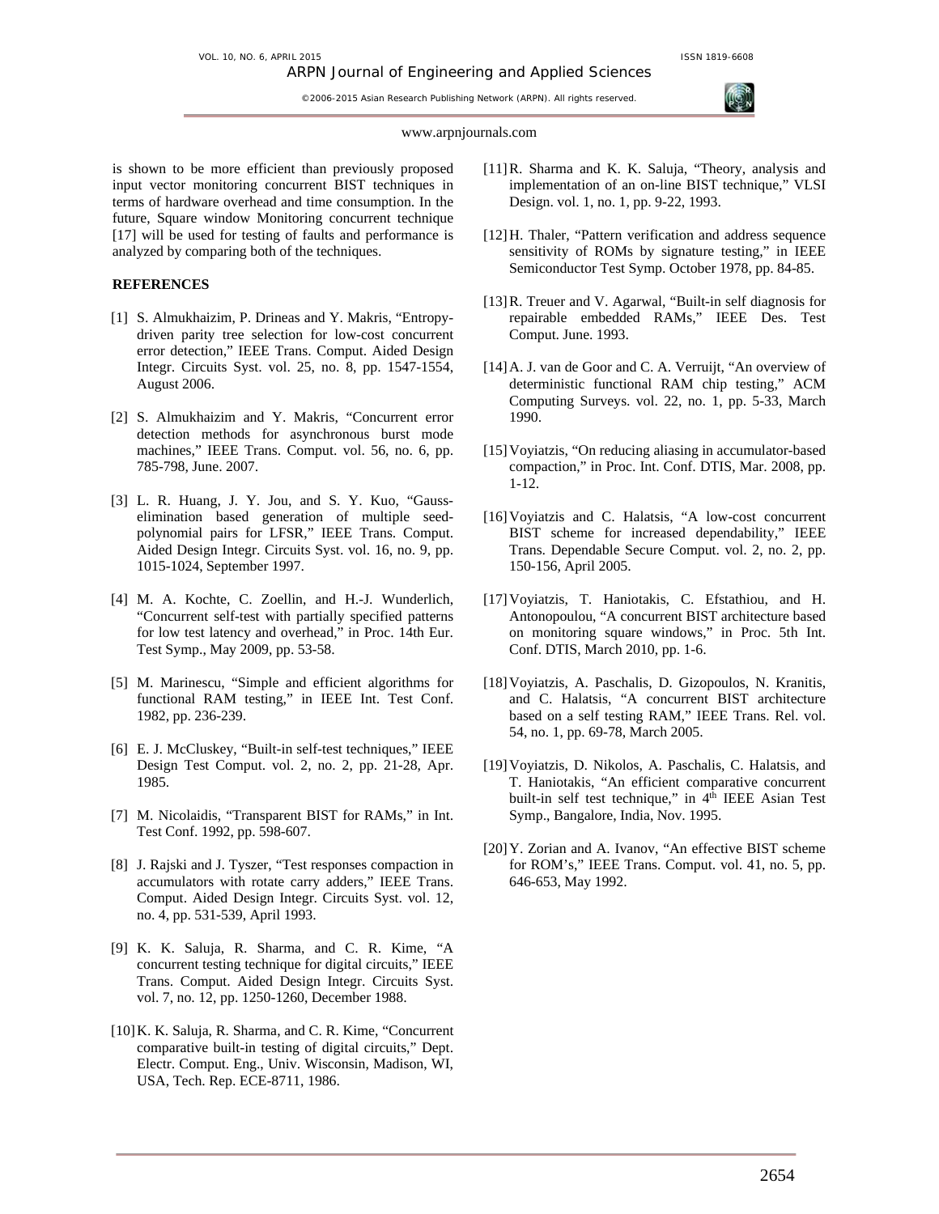is shown to be more efficient than previously proposed input vector monitoring concurrent BIST techniques in terms of hardware overhead and time consumption. In the future, Square window Monitoring concurrent technique [17] will be used for testing of faults and performance is analyzed by comparing both of the techniques.

**REFERENCES**

[1] S. Almukhaizim, P. Drineas and Y. Makris, "Entropy-driven parity tree selection for low-cost concurrent error detection," IEEE Trans. Comput. Aided Design Integr. Circuits Syst. vol. 25, no. 8, pp. 1547-1554, August 2006.

[2] S. Almukhaizim and Y. Makris, "Concurrent error detection methods for asynchronous burst mode machines," IEEE Trans. Comput. vol. 56, no. 6, pp. 785-798, June. 2007.

[3] L. R. Huang, J. Y. Jou, and S. Y. Kuo, "Gauss-elimination based generation of multiple seed-polynomial pairs for LFSR," IEEE Trans. Comput. Aided Design Integr. Circuits Syst. vol. 16, no. 9, pp. 1015-1024, September 1997.

[4] M. A. Kochte, C. Zoellin, and H.-J. Wunderlich, "Concurrent self-test with partially specified patterns for low test latency and overhead," in Proc. 14th Eur. Test Symp., May 2009, pp. 53-58.

[5] M. Marinescu, "Simple and efficient algorithms for functional RAM testing," in IEEE Int. Test Conf. 1982, pp. 236-239.

[6] E. J. McCluskey, "Built-in self-test techniques," IEEE Design Test Comput. vol. 2, no. 2, pp. 21-28, Apr. 1985.

[7] M. Nicolaidis, "Transparent BIST for RAMs," in Int. Test Conf. 1992, pp. 598-607.

[8] J. Rajski and J. Tyszer, "Test responses compaction in accumulators with rotate carry adders," IEEE Trans. Comput. Aided Design Integr. Circuits Syst. vol. 12, no. 4, pp. 531-539, April 1993.

[9] K. K. Saluja, R. Sharma, and C. R. Kime, "A concurrent testing technique for digital circuits," IEEE Trans. Comput. Aided Design Integr. Circuits Syst. vol. 7, no. 12, pp. 1250-1260, December 1988.

[10] K. K. Saluja, R. Sharma, and C. R. Kime, "Concurrent comparative built-in testing of digital circuits," Dept. Electr. Comput. Eng., Univ. Wisconsin, Madison, WI, USA, Tech. Rep. ECE-8711, 1986.

[11] R. Sharma and K. K. Saluja, "Theory, analysis and implementation of an on-line BIST technique," VLSI Design. vol. 1, no. 1, pp. 9-22, 1993.

[12] H. Thaler, "Pattern verification and address sequence sensitivity of ROMs by signature testing," in IEEE Semiconductor Test Symp. October 1978, pp. 84-85.

[13] R. Treuer and V. Agarwal, "Built-in self diagnosis for repairable embedded RAMs," IEEE Des. Test Comput. June. 1993.

[14] A. J. van de Goor and C. A. Verruijt, "An overview of deterministic functional RAM chip testing," ACM Computing Surveys. vol. 22, no. 1, pp. 5-33, March 1990.

[15] Voyiatzis, "On reducing aliasing in accumulator-based compaction," in Proc. Int. Conf. DTIS, Mar. 2008, pp. 1-12.

[16] Voyiatzis and C. Halatsis, "A low-cost concurrent BIST scheme for increased dependability," IEEE Trans. Dependable Secure Comput. vol. 2, no. 2, pp. 150-156, April 2005.

[17] Voyiatzis, T. Haniotakis, C. Efstathiou, and H. Antonopoulou, "A concurrent BIST architecture based on monitoring square windows," in Proc. 5th Int. Conf. DTIS, March 2010, pp. 1-6.

[18] Voyiatzis, A. Paschalis, D. Gizopoulos, N. Kranitis, and C. Halatsis, "A concurrent BIST architecture based on a self testing RAM," IEEE Trans. Rel. vol. 54, no. 1, pp. 69-78, March 2005.

[19] Voyiatzis, D. Nikolos, A. Paschalis, C. Halatsis, and T. Haniotakis, "An efficient comparative concurrent built-in self test technique," in 4th IEEE Asian Test Symp., Bangalore, India, Nov. 1995.

[20] Y. Zorian and A. Ivanov, "An effective BIST scheme for ROM's," IEEE Trans. Comput. vol. 41, no. 5, pp. 646-653, May 1992.